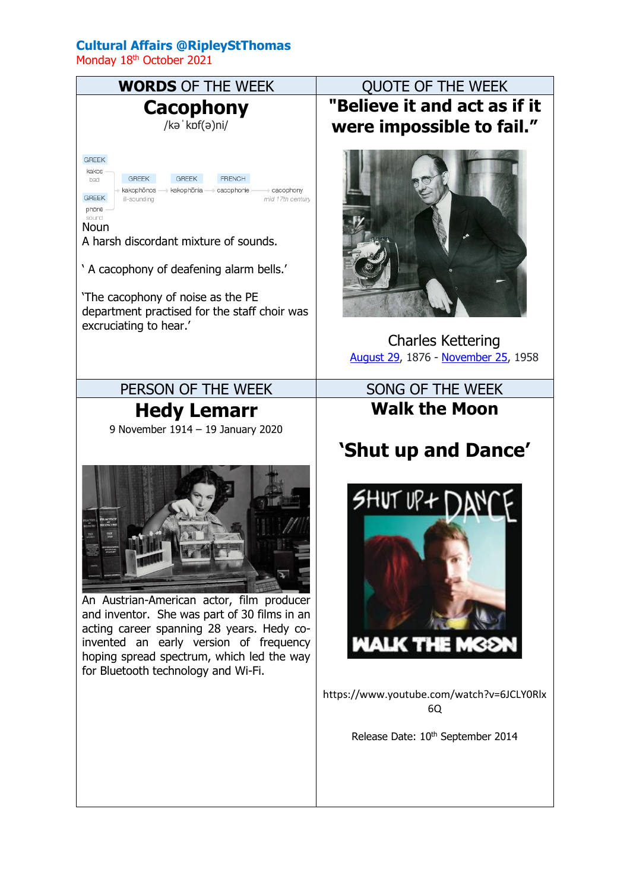# Cultural Affairs @RipleyStThomas

Monday 18th October 2021

## WORDS OF THE WEEK

### Cacophony

/kəˈkɒf(ə)ni/

GREEK kakos (bad) + GREEK phone (sound) → GREEK kakophōnos (ill-sounding) → GREEK kakophōnia → FRENCH cacophonie → cacophony (mid 17th century)

Noun

A harsh discordant mixture of sounds.

' A cacophony of deafening alarm bells.'

'The cacophony of noise as the PE department practised for the staff choir was excruciating to hear.'

## QUOTE OF THE WEEK

**"Believe it and act as if it were impossible to fail."**

Charles Kettering

August 29, 1876 - November 25, 1958

## PERSON OF THE WEEK

### Hedy Lemarr

9 November 1914 – 19 January 2020

An Austrian-American actor, film producer and inventor. She was part of 30 films in an acting career spanning 28 years. Hedy co-invented an early version of frequency hoping spread spectrum, which led the way for Bluetooth technology and Wi-Fi.

## SONG OF THE WEEK

### Walk the Moon

### 'Shut up and Dance'

https://www.youtube.com/watch?v=6JCLY0Rlx6Q

Release Date: 10th September 2014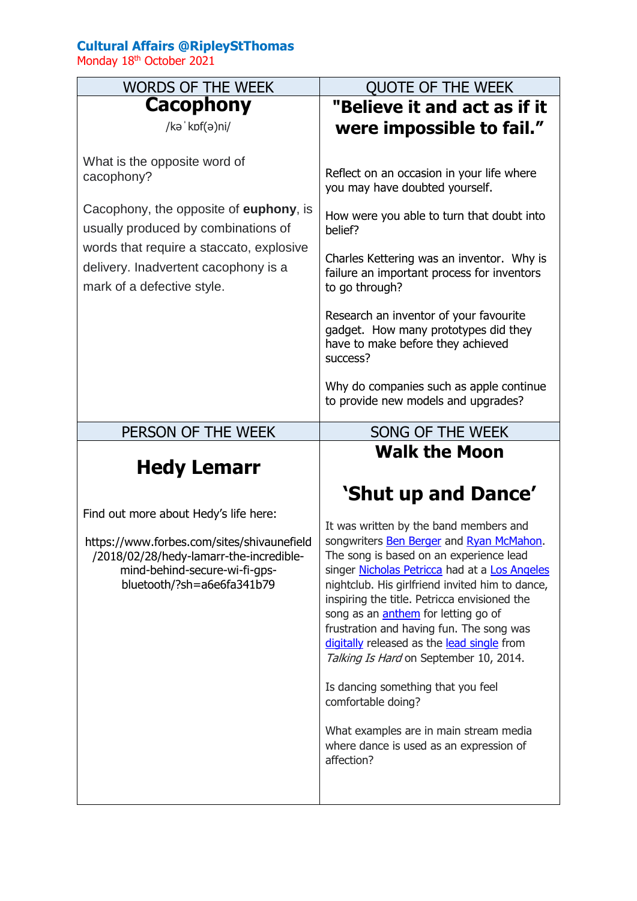**Cultural Affairs @RipleyStThomas**

Monday 18th October 2021

## WORDS OF THE WEEK

### Cacophony

/kəˈkɒf(ə)ni/

What is the opposite word of cacophony?

Cacophony, the opposite of **euphony**, is usually produced by combinations of words that require a staccato, explosive delivery. Inadvertent cacophony is a mark of a defective style.

## QUOTE OF THE WEEK

### "Believe it and act as if it were impossible to fail."

Reflect on an occasion in your life where you may have doubted yourself.

How were you able to turn that doubt into belief?

Charles Kettering was an inventor. Why is failure an important process for inventors to go through?

Research an inventor of your favourite gadget. How many prototypes did they have to make before they achieved success?

Why do companies such as apple continue to provide new models and upgrades?

## PERSON OF THE WEEK

### Hedy Lemarr

Find out more about Hedy's life here:

https://www.forbes.com/sites/shivaunefield/2018/02/28/hedy-lamarr-the-incredible-mind-behind-secure-wi-fi-gps-bluetooth/?sh=a6e6fa341b79

## SONG OF THE WEEK

### Walk the Moon

### 'Shut up and Dance'

It was written by the band members and songwriters Ben Berger and Ryan McMahon. The song is based on an experience lead singer Nicholas Petricca had at a Los Angeles nightclub. His girlfriend invited him to dance, inspiring the title. Petricca envisioned the song as an anthem for letting go of frustration and having fun. The song was digitally released as the lead single from *Talking Is Hard* on September 10, 2014.

Is dancing something that you feel comfortable doing?

What examples are in main stream media where dance is used as an expression of affection?